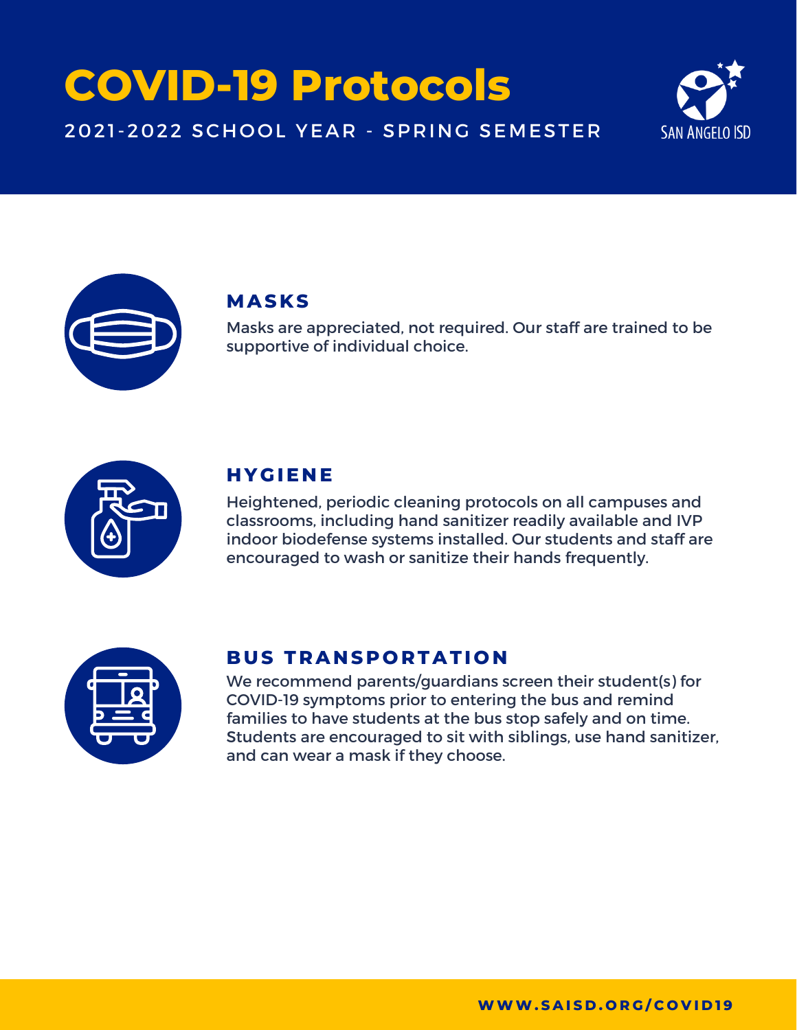# COVID-19 Protocols

2021-2022 SCHOOL YEAR - SPRING SEMESTER

SAN ANGELO ISD

## MASKS

Masks are appreciated, not required. Our staff are trained to be supportive of individual choice.

## HYGIENE

Heightened, periodic cleaning protocols on all campuses and classrooms, including hand sanitizer readily available and IVP indoor biodefense systems installed. Our students and staff are encouraged to wash or sanitize their hands frequently.

## BUS TRANSPORTATION

We recommend parents/guardians screen their student(s) for COVID-19 symptoms prior to entering the bus and remind families to have students at the bus stop safely and on time. Students are encouraged to sit with siblings, use hand sanitizer, and can wear a mask if they choose.

**WWW.SAISD.ORG/COVID19**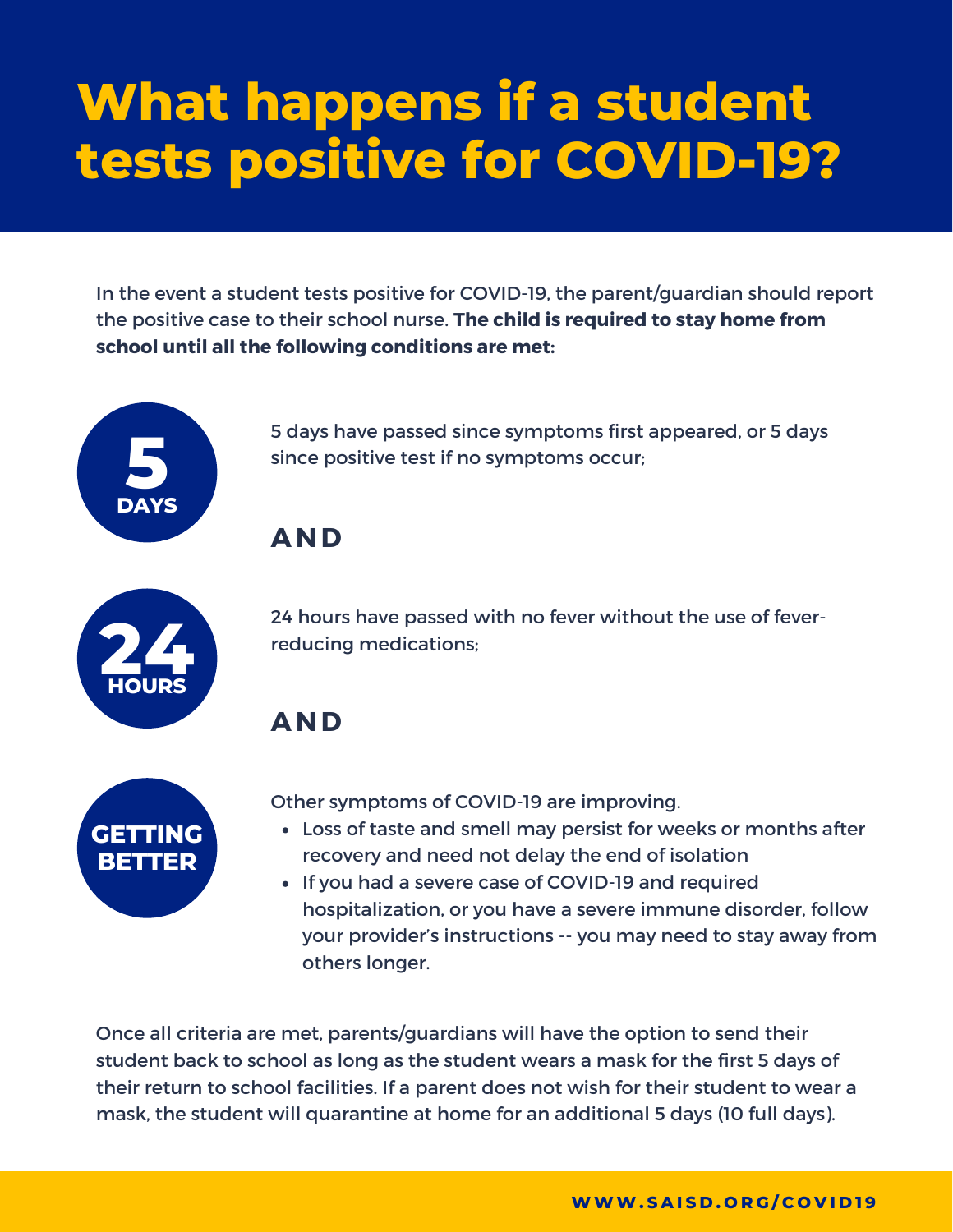# What happens if a student tests positive for COVID-19?

In the event a student tests positive for COVID-19, the parent/guardian should report the positive case to their school nurse. **The child is required to stay home from school until all the following conditions are met:**

**5 DAYS**

5 days have passed since symptoms first appeared, or 5 days since positive test if no symptoms occur;

**AND**

**24 HOURS**

24 hours have passed with no fever without the use of fever-reducing medications;

**AND**

**GETTING BETTER**

Other symptoms of COVID-19 are improving.

- Loss of taste and smell may persist for weeks or months after recovery and need not delay the end of isolation
- If you had a severe case of COVID-19 and required hospitalization, or you have a severe immune disorder, follow your provider's instructions -- you may need to stay away from others longer.

Once all criteria are met, parents/guardians will have the option to send their student back to school as long as the student wears a mask for the first 5 days of their return to school facilities. If a parent does not wish for their student to wear a mask, the student will quarantine at home for an additional 5 days (10 full days).

**WWW.SAISD.ORG/COVID19**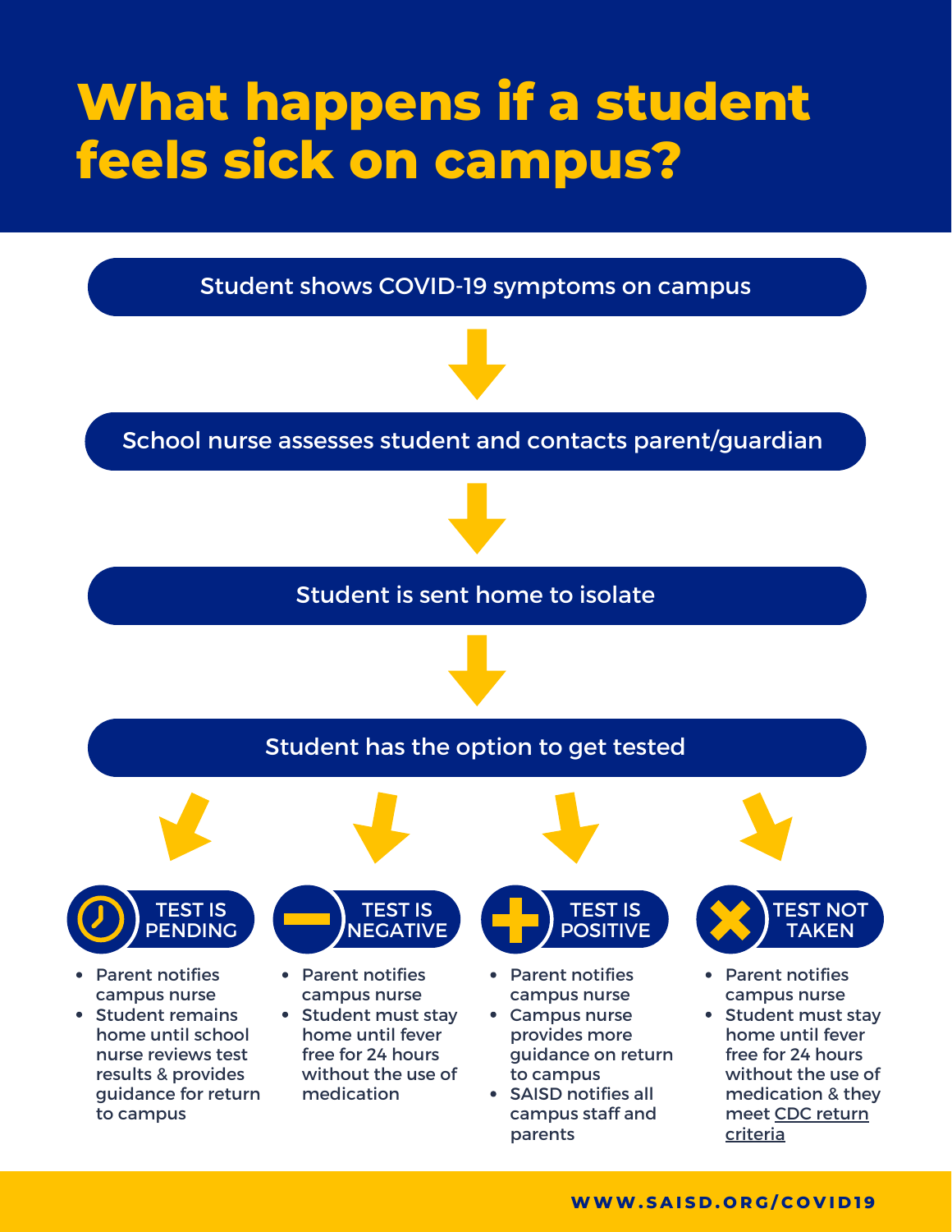# What happens if a student feels sick on campus?

Student shows COVID-19 symptoms on campus

↓

School nurse assesses student and contacts parent/guardian

↓

Student is sent home to isolate

↓

Student has the option to get tested

### TEST IS PENDING

- Parent notifies campus nurse
- Student remains home until school nurse reviews test results & provides guidance for return to campus

### TEST IS NEGATIVE

- Parent notifies campus nurse
- Student must stay home until fever free for 24 hours without the use of medication

### TEST IS POSITIVE

- Parent notifies campus nurse
- Campus nurse provides more guidance on return to campus
- SAISD notifies all campus staff and parents

### TEST NOT TAKEN

- Parent notifies campus nurse
- Student must stay home until fever free for 24 hours without the use of medication & they meet CDC return criteria

WWW.SAISD.ORG/COVID19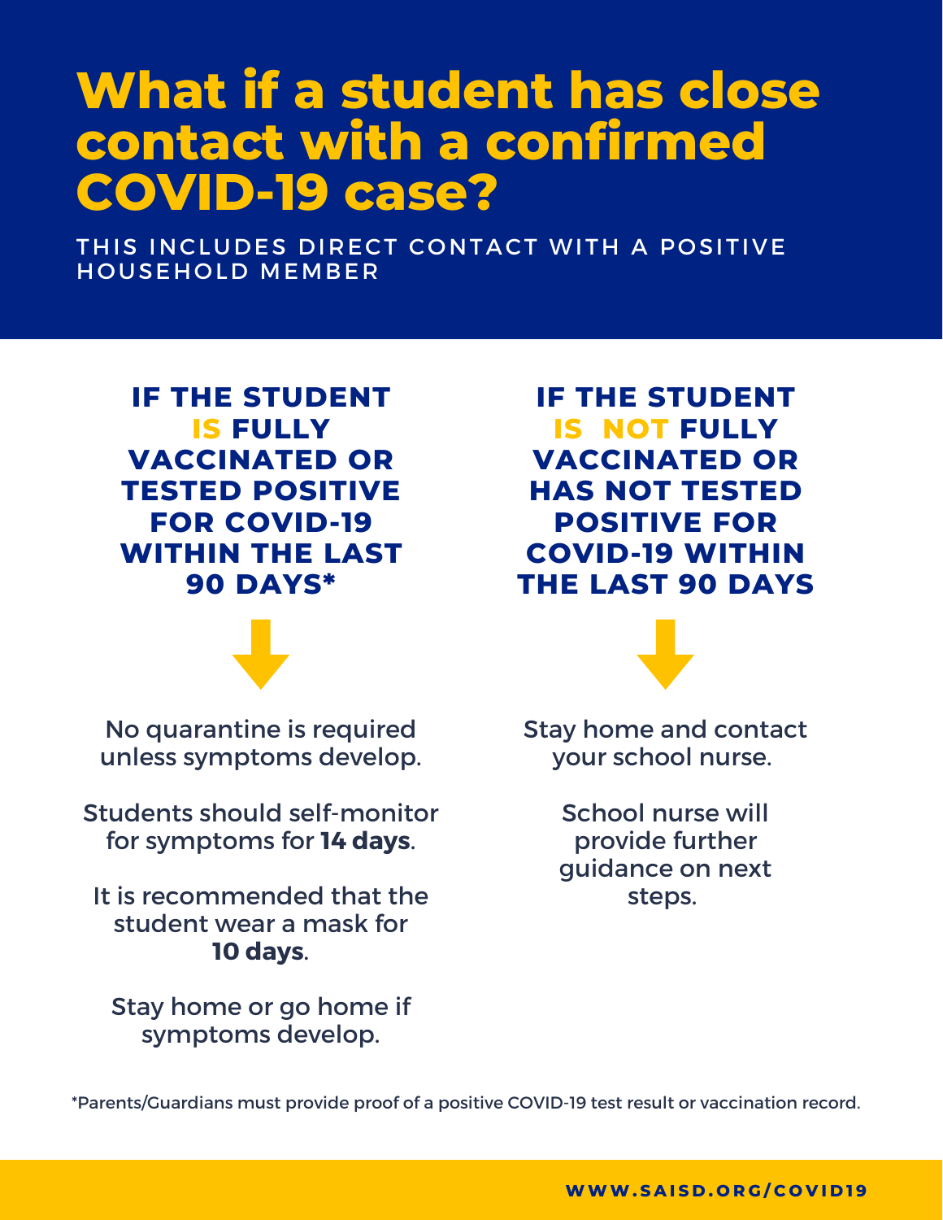# What if a student has close contact with a confirmed COVID-19 case?

THIS INCLUDES DIRECT CONTACT WITH A POSITIVE HOUSEHOLD MEMBER

## IF THE STUDENT IS FULLY VACCINATED OR TESTED POSITIVE FOR COVID-19 WITHIN THE LAST 90 DAYS*

No quarantine is required unless symptoms develop.

Students should self-monitor for symptoms for **14 days**.

It is recommended that the student wear a mask for **10 days**.

Stay home or go home if symptoms develop.

## IF THE STUDENT IS NOT FULLY VACCINATED OR HAS NOT TESTED POSITIVE FOR COVID-19 WITHIN THE LAST 90 DAYS

Stay home and contact your school nurse.

School nurse will provide further guidance on next steps.

*Parents/Guardians must provide proof of a positive COVID-19 test result or vaccination record.

WWW.SAISD.ORG/COVID19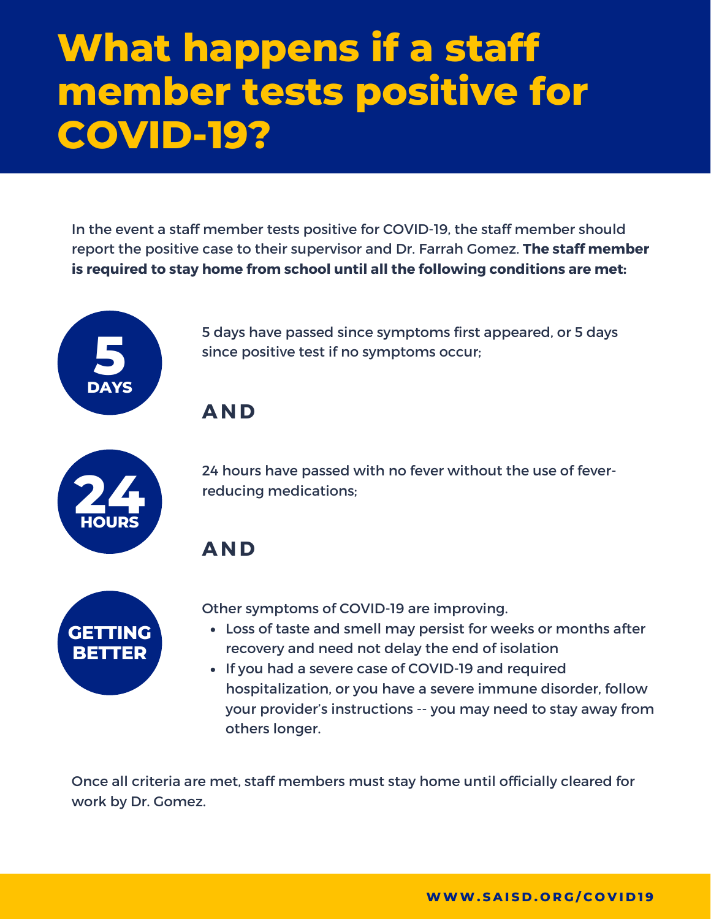# What happens if a staff member tests positive for COVID-19?

In the event a staff member tests positive for COVID-19, the staff member should report the positive case to their supervisor and Dr. Farrah Gomez. **The staff member is required to stay home from school until all the following conditions are met:**

**5 DAYS**

5 days have passed since symptoms first appeared, or 5 days since positive test if no symptoms occur;

**AND**

**24 HOURS**

24 hours have passed with no fever without the use of fever-reducing medications;

**AND**

**GETTING BETTER**

Other symptoms of COVID-19 are improving.

- Loss of taste and smell may persist for weeks or months after recovery and need not delay the end of isolation
- If you had a severe case of COVID-19 and required hospitalization, or you have a severe immune disorder, follow your provider's instructions -- you may need to stay away from others longer.

Once all criteria are met, staff members must stay home until officially cleared for work by Dr. Gomez.

**WWW.SAISD.ORG/COVID19**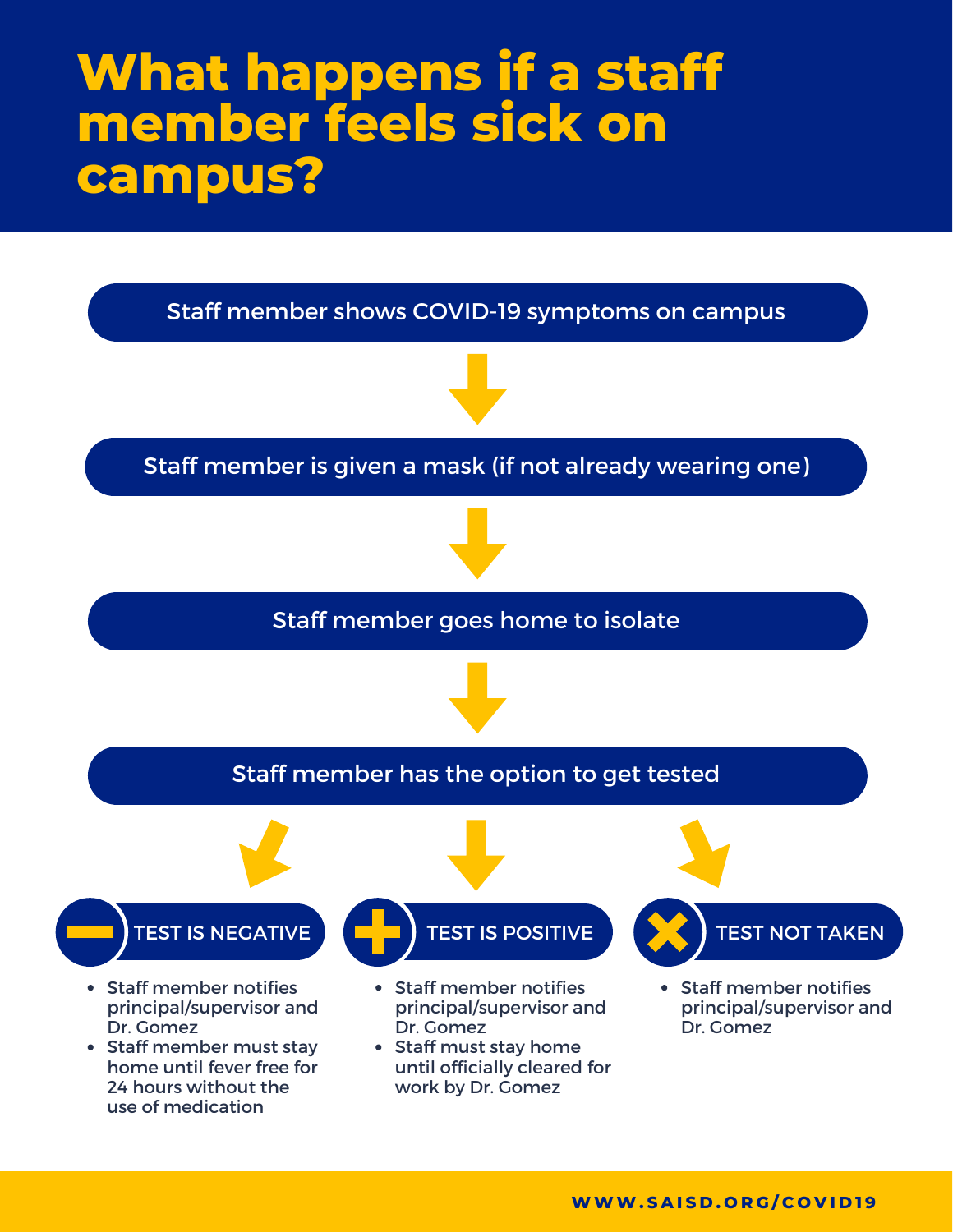# What happens if a staff member feels sick on campus?

Staff member shows COVID-19 symptoms on campus

Staff member is given a mask (if not already wearing one)

Staff member goes home to isolate

Staff member has the option to get tested

### TEST IS NEGATIVE

- Staff member notifies principal/supervisor and Dr. Gomez
- Staff member must stay home until fever free for 24 hours without the use of medication

### TEST IS POSITIVE

- Staff member notifies principal/supervisor and Dr. Gomez
- Staff must stay home until officially cleared for work by Dr. Gomez

### TEST NOT TAKEN

- Staff member notifies principal/supervisor and Dr. Gomez

WWW.SAISD.ORG/COVID19